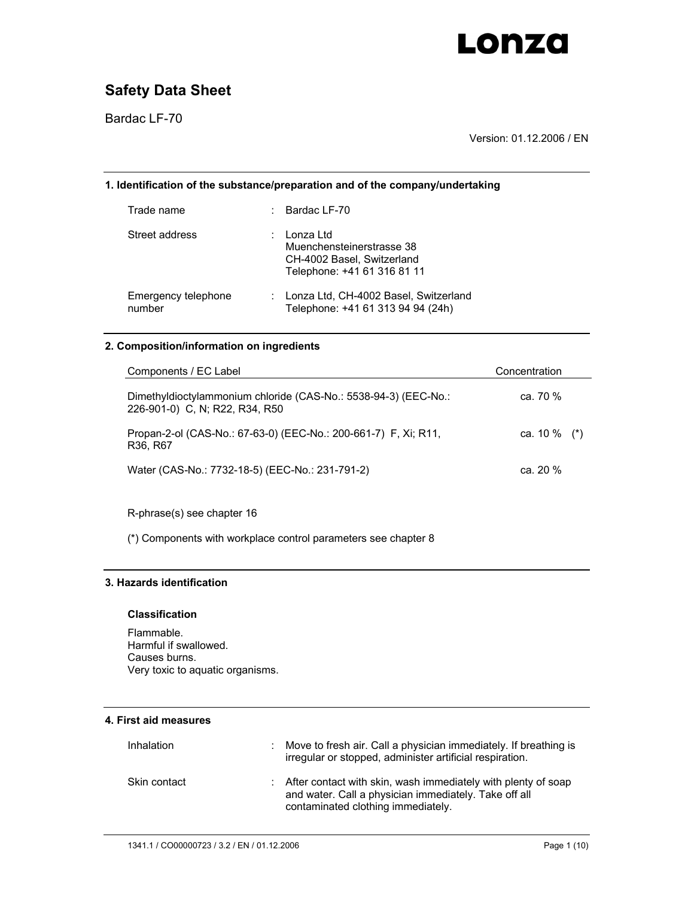**Lonza**

# Safety Data Sheet

Bardac LF-70

Version: 01.12.2006 / EN

## 1. Identification of the substance/preparation and of the company/undertaking

| | | |
|---|---|---|
| Trade name | : | Bardac LF-70 |
| Street address | : | Lonza Ltd<br>Muenchensteinerstrasse 38<br>CH-4002 Basel, Switzerland<br>Telephone: +41 61 316 81 11 |
| Emergency telephone number | : | Lonza Ltd, CH-4002 Basel, Switzerland<br>Telephone: +41 61 313 94 94 (24h) |

## 2. Composition/information on ingredients

| Components / EC Label | Concentration |
|---|---|
| Dimethyldioctylammonium chloride (CAS-No.: 5538-94-3) (EEC-No.: 226-901-0) C, N; R22, R34, R50 | ca. 70 % |
| Propan-2-ol (CAS-No.: 67-63-0) (EEC-No.: 200-661-7) F, Xi; R11, R36, R67 | ca. 10 % (*) |
| Water (CAS-No.: 7732-18-5) (EEC-No.: 231-791-2) | ca. 20 % |

R-phrase(s) see chapter 16

(*) Components with workplace control parameters see chapter 8

## 3. Hazards identification

### Classification

Flammable.
Harmful if swallowed.
Causes burns.
Very toxic to aquatic organisms.

## 4. First aid measures

| | | |
|---|---|---|
| Inhalation | : | Move to fresh air. Call a physician immediately. If breathing is irregular or stopped, administer artificial respiration. |
| Skin contact | : | After contact with skin, wash immediately with plenty of soap and water. Call a physician immediately. Take off all contaminated clothing immediately. |

1341.1 / CO00000723 / 3.2 / EN / 01.12.2006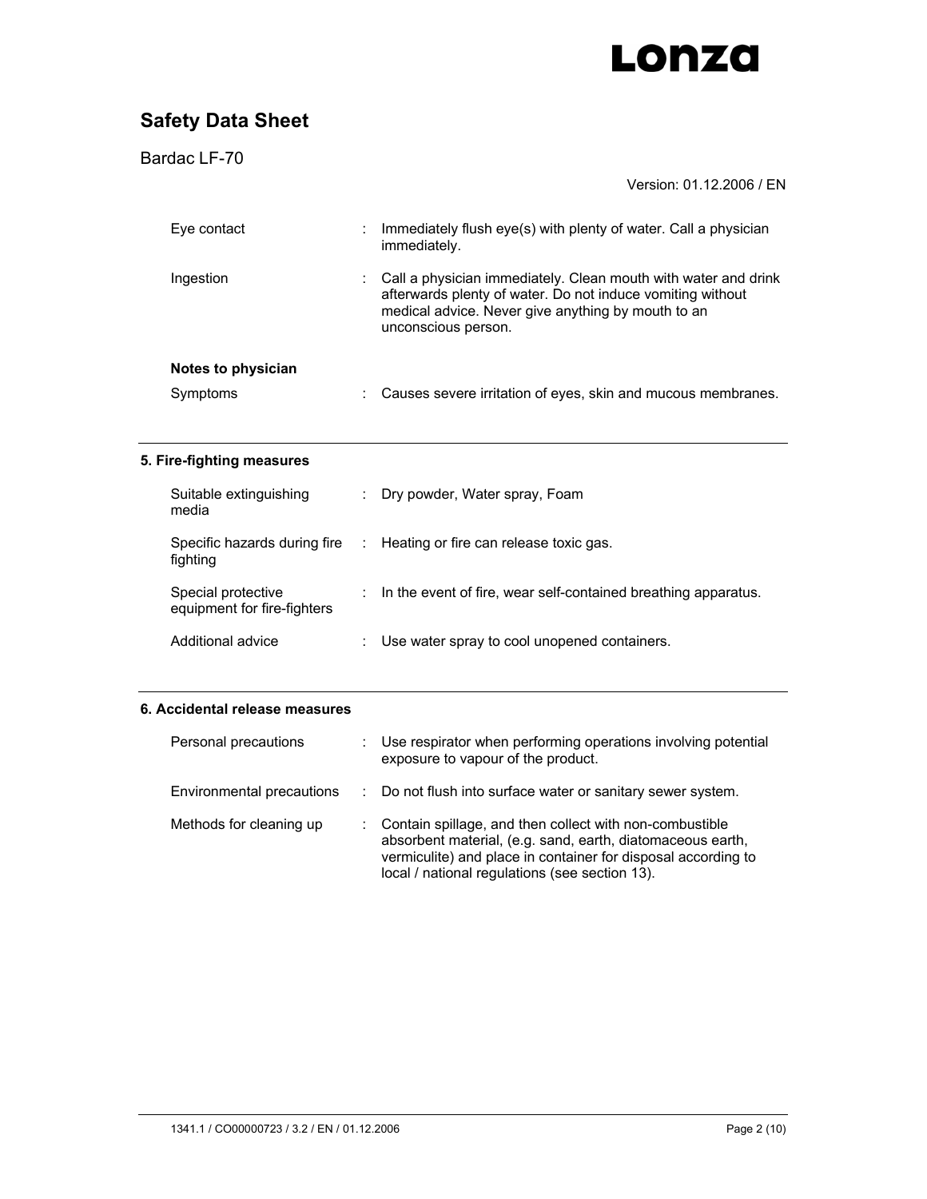| | |
|---|---|
| Eye contact | : Immediately flush eye(s) with plenty of water. Call a physician immediately. |
| Ingestion | : Call a physician immediately. Clean mouth with water and drink afterwards plenty of water. Do not induce vomiting without medical advice. Never give anything by mouth to an unconscious person. |

**Notes to physician**

| | |
|---|---|
| Symptoms | : Causes severe irritation of eyes, skin and mucous membranes. |

## 5. Fire-fighting measures

| | |
|---|---|
| Suitable extinguishing media | : Dry powder, Water spray, Foam |
| Specific hazards during fire fighting | : Heating or fire can release toxic gas. |
| Special protective equipment for fire-fighters | : In the event of fire, wear self-contained breathing apparatus. |
| Additional advice | : Use water spray to cool unopened containers. |

## 6. Accidental release measures

| | |
|---|---|
| Personal precautions | : Use respirator when performing operations involving potential exposure to vapour of the product. |
| Environmental precautions | : Do not flush into surface water or sanitary sewer system. |
| Methods for cleaning up | : Contain spillage, and then collect with non-combustible absorbent material, (e.g. sand, earth, diatomaceous earth, vermiculite) and place in container for disposal according to local / national regulations (see section 13). |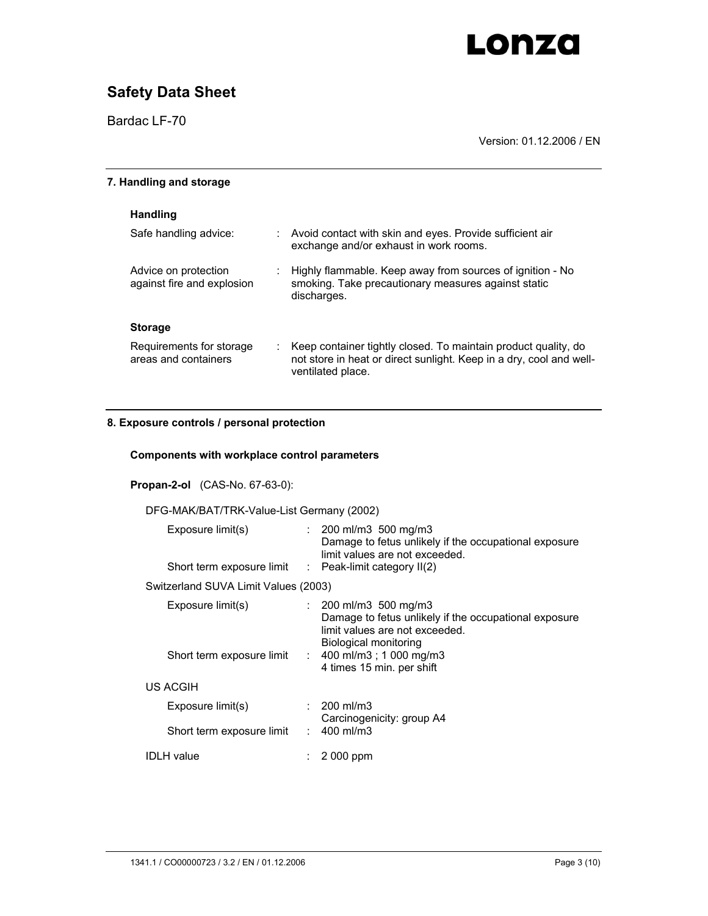## 7. Handling and storage

### Handling

| | |
|---|---|
| Safe handling advice: | Avoid contact with skin and eyes. Provide sufficient air exchange and/or exhaust in work rooms. |
| Advice on protection against fire and explosion | Highly flammable. Keep away from sources of ignition - No smoking. Take precautionary measures against static discharges. |

### Storage

| | |
|---|---|
| Requirements for storage areas and containers | Keep container tightly closed. To maintain product quality, do not store in heat or direct sunlight. Keep in a dry, cool and well-ventilated place. |

## 8. Exposure controls / personal protection

### Components with workplace control parameters

**Propan-2-ol** (CAS-No. 67-63-0):

DFG-MAK/BAT/TRK-Value-List Germany (2002)

| | |
|---|---|
| Exposure limit(s) | 200 ml/m3 500 mg/m3<br>Damage to fetus unlikely if the occupational exposure limit values are not exceeded. |
| Short term exposure limit | Peak-limit category II(2) |

Switzerland SUVA Limit Values (2003)

| | |
|---|---|
| Exposure limit(s) | 200 ml/m3 500 mg/m3<br>Damage to fetus unlikely if the occupational exposure limit values are not exceeded.<br>Biological monitoring |
| Short term exposure limit | 400 ml/m3 ; 1 000 mg/m3<br>4 times 15 min. per shift |

US ACGIH

| | |
|---|---|
| Exposure limit(s) | 200 ml/m3<br>Carcinogenicity: group A4 |
| Short term exposure limit | 400 ml/m3 |

| | |
|---|---|
| IDLH value | 2 000 ppm |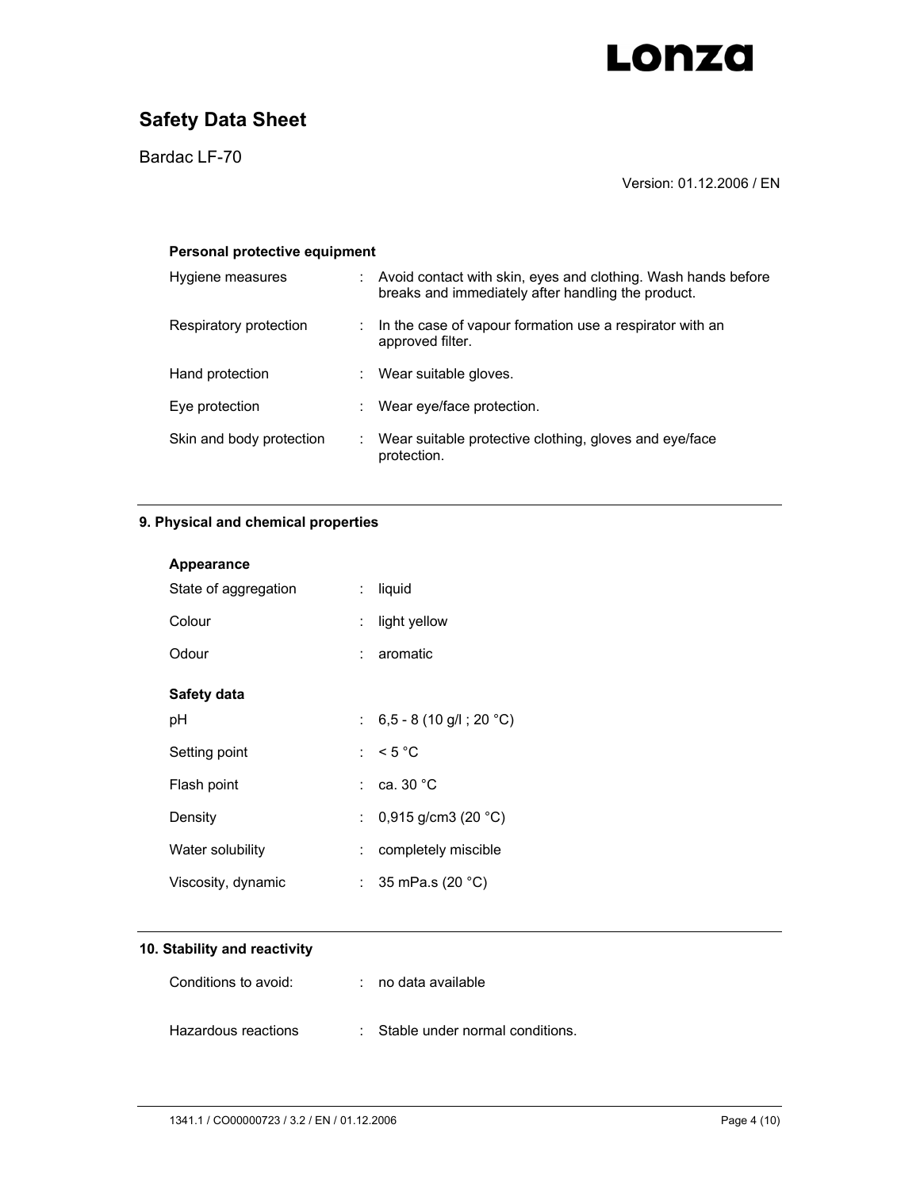#### Personal protective equipment

| | |
|---|---|
| Hygiene measures | : Avoid contact with skin, eyes and clothing. Wash hands before breaks and immediately after handling the product. |
| Respiratory protection | : In the case of vapour formation use a respirator with an approved filter. |
| Hand protection | : Wear suitable gloves. |
| Eye protection | : Wear eye/face protection. |
| Skin and body protection | : Wear suitable protective clothing, gloves and eye/face protection. |

## 9. Physical and chemical properties

#### Appearance

| | |
|---|---|
| State of aggregation | : liquid |
| Colour | : light yellow |
| Odour | : aromatic |

#### Safety data

| | |
|---|---|
| pH | : 6,5 - 8 (10 g/l ; 20 °C) |
| Setting point | : < 5 °C |
| Flash point | : ca. 30 °C |
| Density | : 0,915 g/cm3 (20 °C) |
| Water solubility | : completely miscible |
| Viscosity, dynamic | : 35 mPa.s (20 °C) |

## 10. Stability and reactivity

| | |
|---|---|
| Conditions to avoid: | : no data available |
| Hazardous reactions | : Stable under normal conditions. |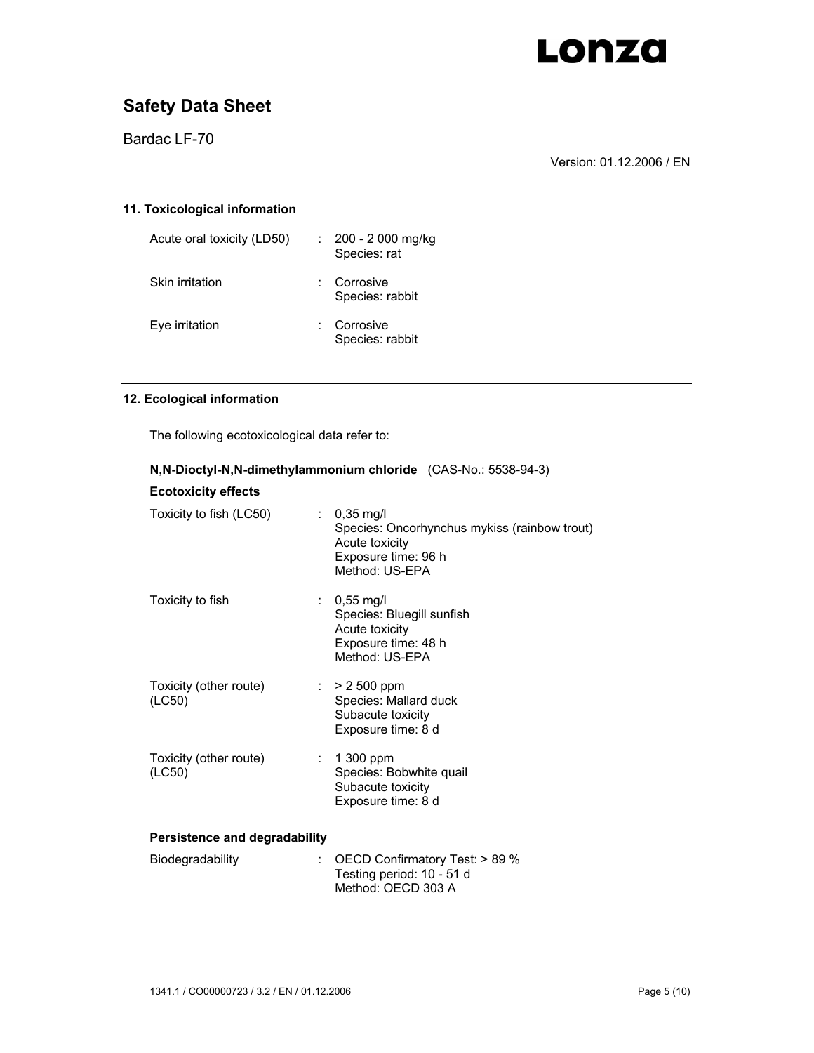## 11. Toxicological information

| | | |
|---|---|---|
| Acute oral toxicity (LD50) | : | 200 - 2 000 mg/kg<br>Species: rat |
| Skin irritation | : | Corrosive<br>Species: rabbit |
| Eye irritation | : | Corrosive<br>Species: rabbit |

## 12. Ecological information

The following ecotoxicological data refer to:

**N,N-Dioctyl-N,N-dimethylammonium chloride** (CAS-No.: 5538-94-3)

### Ecotoxicity effects

| | | |
|---|---|---|
| Toxicity to fish (LC50) | : | 0,35 mg/l<br>Species: Oncorhynchus mykiss (rainbow trout)<br>Acute toxicity<br>Exposure time: 96 h<br>Method: US-EPA |
| Toxicity to fish | : | 0,55 mg/l<br>Species: Bluegill sunfish<br>Acute toxicity<br>Exposure time: 48 h<br>Method: US-EPA |
| Toxicity (other route) (LC50) | : | > 2 500 ppm<br>Species: Mallard duck<br>Subacute toxicity<br>Exposure time: 8 d |
| Toxicity (other route) (LC50) | : | 1 300 ppm<br>Species: Bobwhite quail<br>Subacute toxicity<br>Exposure time: 8 d |

### Persistence and degradability

| | | |
|---|---|---|
| Biodegradability | : | OECD Confirmatory Test: > 89 %<br>Testing period: 10 - 51 d<br>Method: OECD 303 A |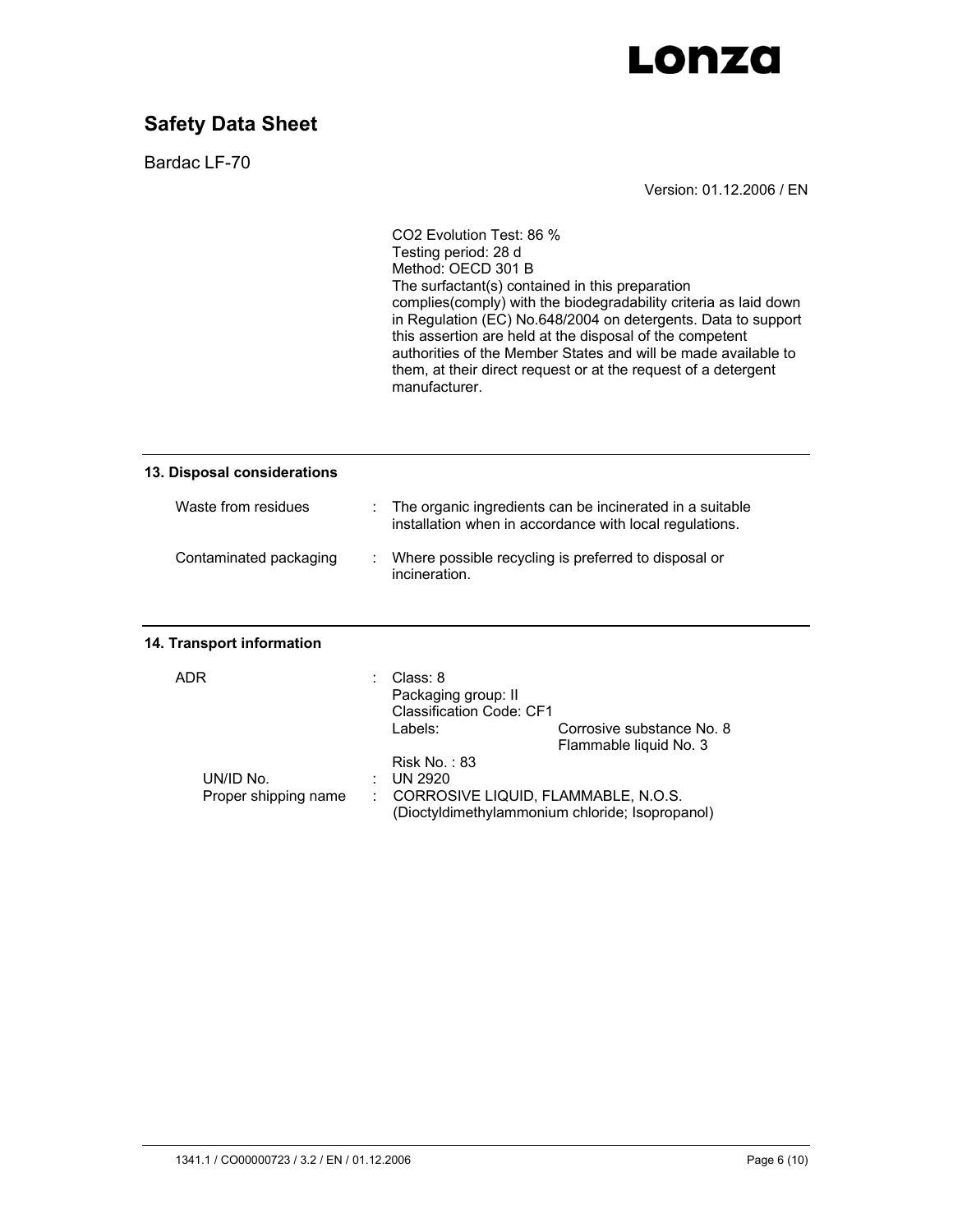CO2 Evolution Test: 86 %
Testing period: 28 d
Method: OECD 301 B
The surfactant(s) contained in this preparation complies(comply) with the biodegradability criteria as laid down in Regulation (EC) No.648/2004 on detergents. Data to support this assertion are held at the disposal of the competent authorities of the Member States and will be made available to them, at their direct request or at the request of a detergent manufacturer.

## 13. Disposal considerations

Waste from residues : The organic ingredients can be incinerated in a suitable installation when in accordance with local regulations.

Contaminated packaging : Where possible recycling is preferred to disposal or incineration.

## 14. Transport information

ADR : Class: 8
Packaging group: II
Classification Code: CF1
Labels: Corrosive substance No. 8
Flammable liquid No. 3
Risk No. : 83

UN/ID No. : UN 2920

Proper shipping name : CORROSIVE LIQUID, FLAMMABLE, N.O.S. (Dioctyldimethylammonium chloride; Isopropanol)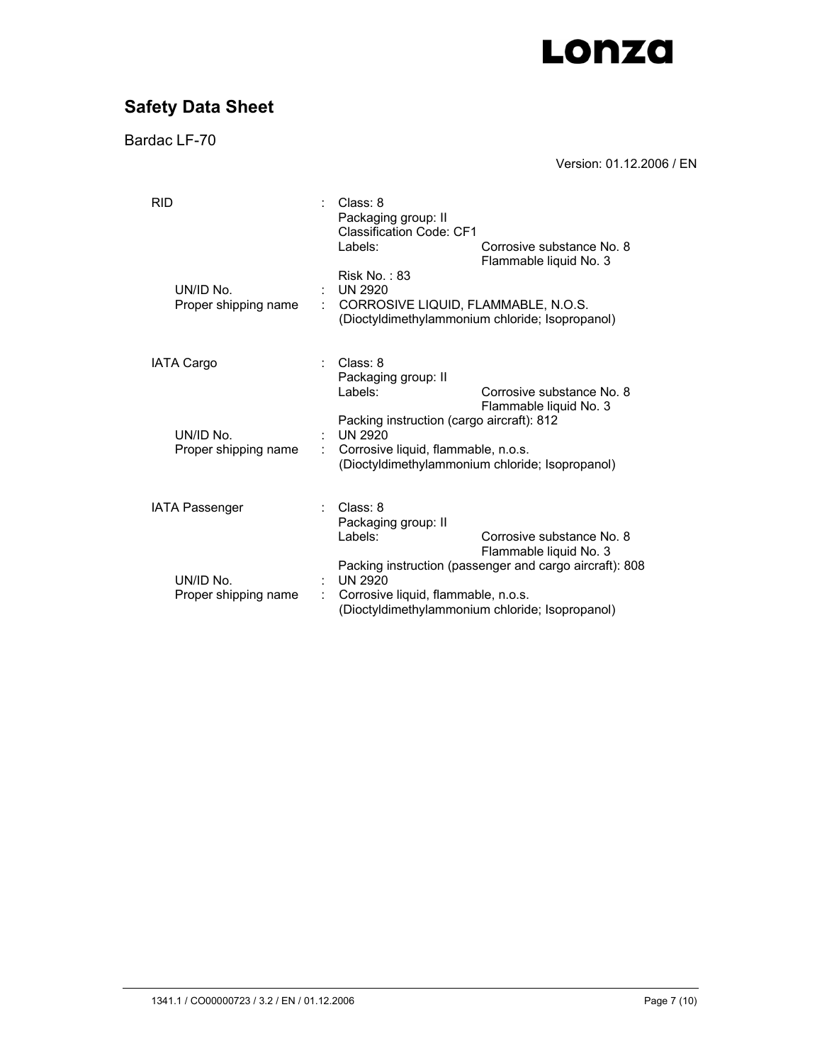| | | | |
|---|---|---|---|
| RID | : | Class: 8<br>Packaging group: II<br>Classification Code: CF1<br>Labels: Corrosive substance No. 8, Flammable liquid No. 3<br>Risk No. : 83 | |
| UN/ID No. | : | UN 2920 | |
| Proper shipping name | : | CORROSIVE LIQUID, FLAMMABLE, N.O.S.<br>(Dioctyldimethylammonium chloride; Isopropanol) | |
| IATA Cargo | : | Class: 8<br>Packaging group: II<br>Labels: Corrosive substance No. 8, Flammable liquid No. 3<br>Packing instruction (cargo aircraft): 812 | |
| UN/ID No. | : | UN 2920 | |
| Proper shipping name | : | Corrosive liquid, flammable, n.o.s.<br>(Dioctyldimethylammonium chloride; Isopropanol) | |
| IATA Passenger | : | Class: 8<br>Packaging group: II<br>Labels: Corrosive substance No. 8, Flammable liquid No. 3<br>Packing instruction (passenger and cargo aircraft): 808 | |
| UN/ID No. | : | UN 2920 | |
| Proper shipping name | : | Corrosive liquid, flammable, n.o.s.<br>(Dioctyldimethylammonium chloride; Isopropanol) | |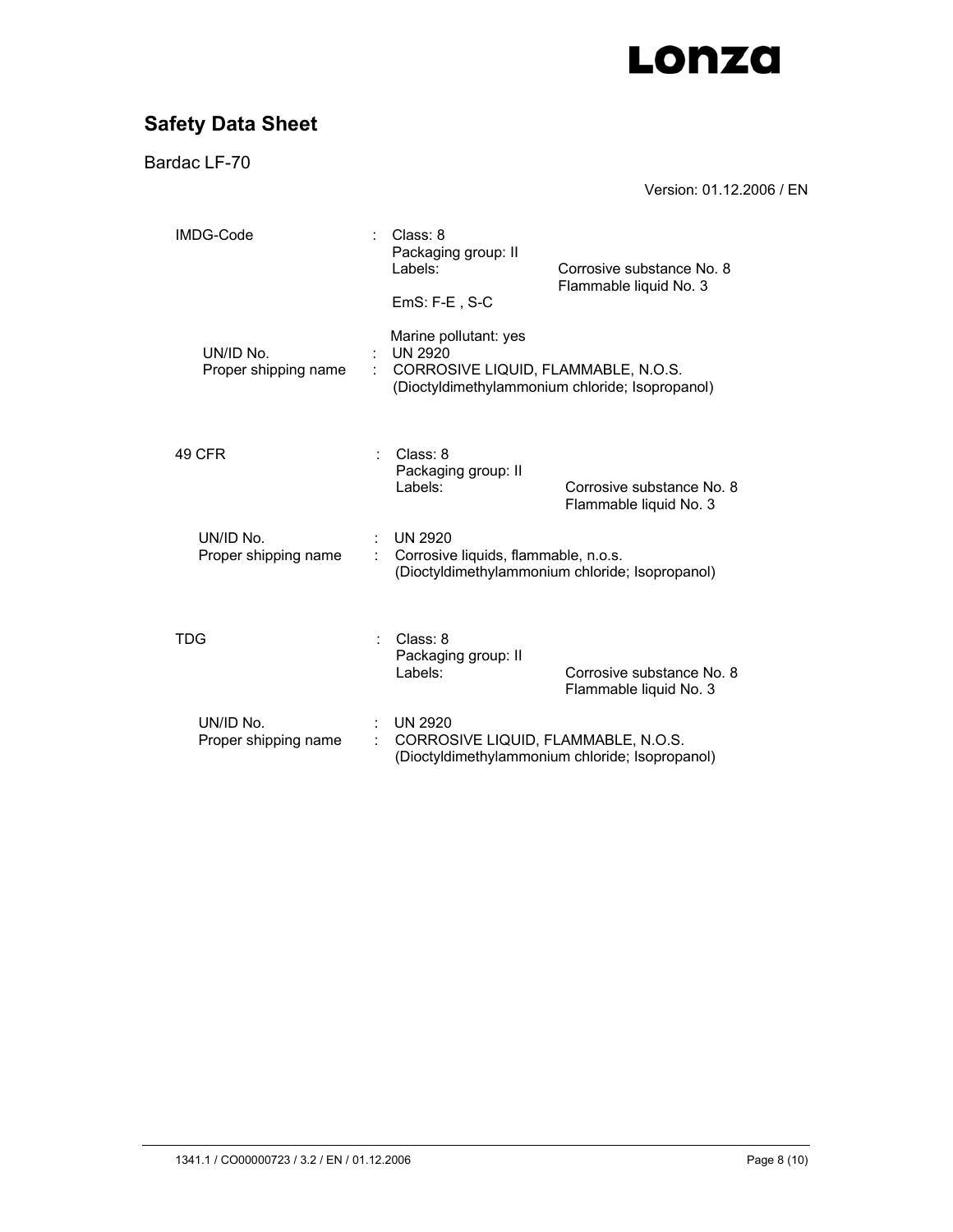IMDG-Code : Class: 8
Packaging group: II
Labels: Corrosive substance No. 8
Flammable liquid No. 3

EmS: F-E , S-C

Marine pollutant: yes

UN/ID No. : UN 2920
Proper shipping name : CORROSIVE LIQUID, FLAMMABLE, N.O.S. (Dioctyldimethylammonium chloride; Isopropanol)

49 CFR : Class: 8
Packaging group: II
Labels: Corrosive substance No. 8
Flammable liquid No. 3

UN/ID No. : UN 2920
Proper shipping name : Corrosive liquids, flammable, n.o.s. (Dioctyldimethylammonium chloride; Isopropanol)

TDG : Class: 8
Packaging group: II
Labels: Corrosive substance No. 8
Flammable liquid No. 3

UN/ID No. : UN 2920
Proper shipping name : CORROSIVE LIQUID, FLAMMABLE, N.O.S. (Dioctyldimethylammonium chloride; Isopropanol)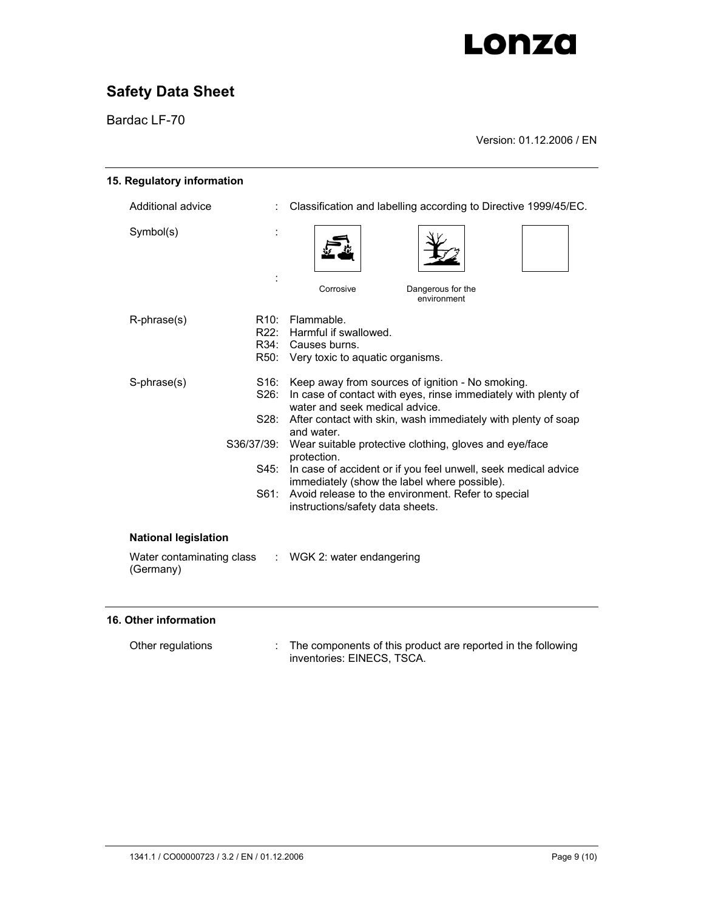## 15. Regulatory information

Additional advice : Classification and labelling according to Directive 1999/45/EC.

Symbol(s) :

Corrosive

Dangerous for the environment

R-phrase(s)

- R10: Flammable.
- R22: Harmful if swallowed.
- R34: Causes burns.
- R50: Very toxic to aquatic organisms.

S-phrase(s)

- S16: Keep away from sources of ignition - No smoking.
- S26: In case of contact with eyes, rinse immediately with plenty of water and seek medical advice.
- S28: After contact with skin, wash immediately with plenty of soap and water.
- S36/37/39: Wear suitable protective clothing, gloves and eye/face protection.
- S45: In case of accident or if you feel unwell, seek medical advice immediately (show the label where possible).
- S61: Avoid release to the environment. Refer to special instructions/safety data sheets.

### National legislation

Water contaminating class (Germany) : WGK 2: water endangering

## 16. Other information

Other regulations : The components of this product are reported in the following inventories: EINECS, TSCA.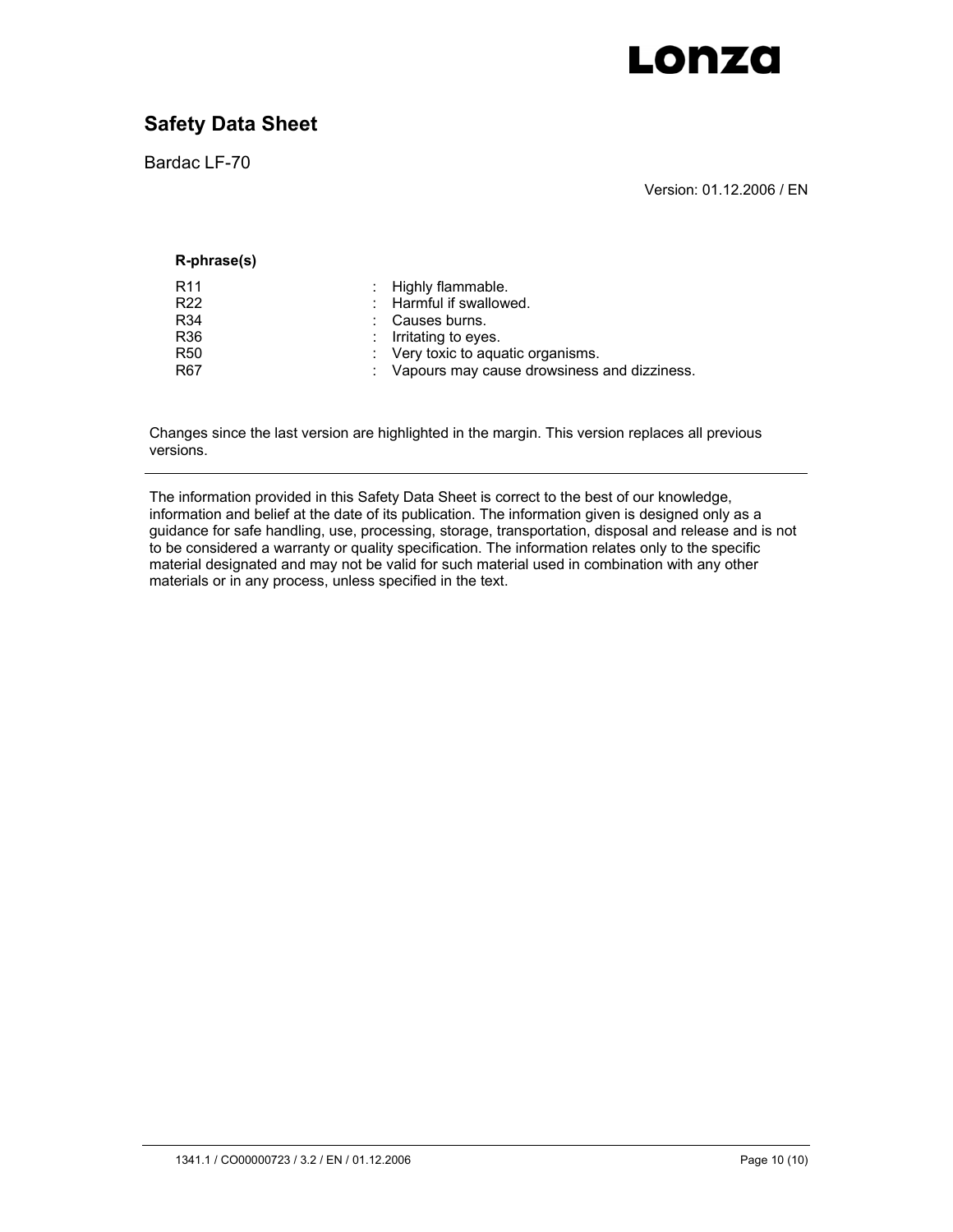**R-phrase(s)**

| | |
|---|---|
| R11 | Highly flammable. |
| R22 | Harmful if swallowed. |
| R34 | Causes burns. |
| R36 | Irritating to eyes. |
| R50 | Very toxic to aquatic organisms. |
| R67 | Vapours may cause drowsiness and dizziness. |

Changes since the last version are highlighted in the margin. This version replaces all previous versions.

---

The information provided in this Safety Data Sheet is correct to the best of our knowledge, information and belief at the date of its publication. The information given is designed only as a guidance for safe handling, use, processing, storage, transportation, disposal and release and is not to be considered a warranty or quality specification. The information relates only to the specific material designated and may not be valid for such material used in combination with any other materials or in any process, unless specified in the text.